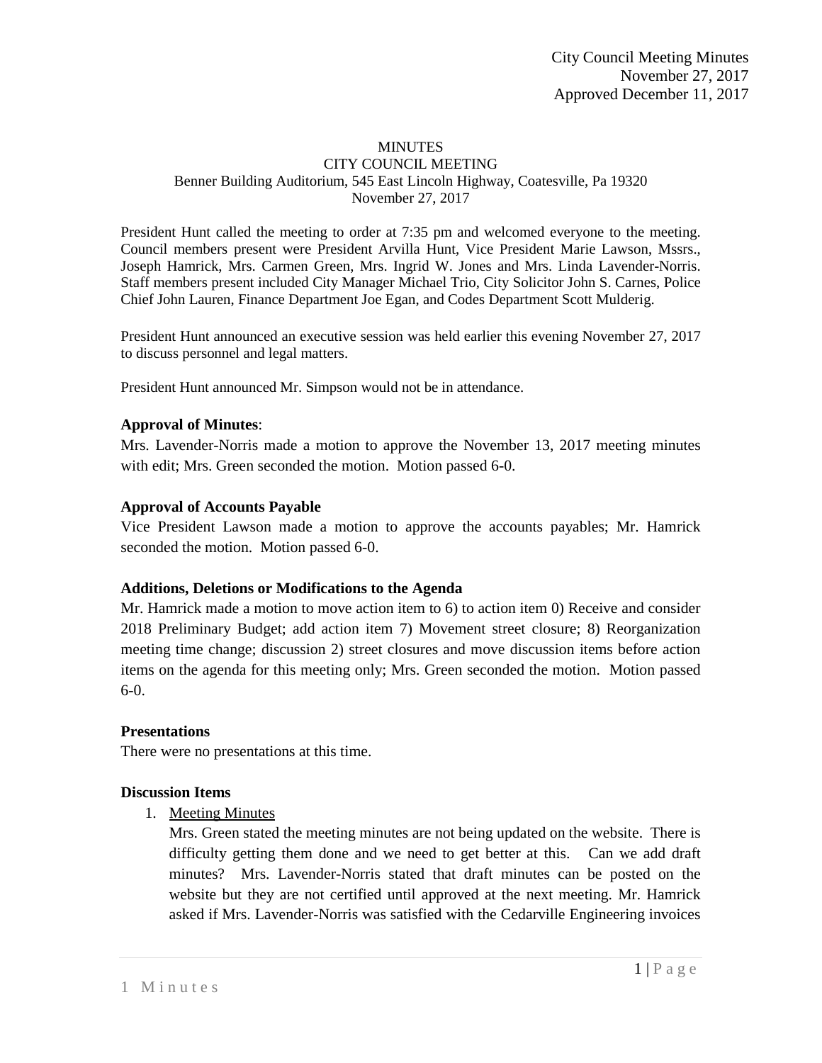City Council Meeting Minutes
November 27, 2017
Approved December 11, 2017

# MINUTES
## CITY COUNCIL MEETING
Benner Building Auditorium, 545 East Lincoln Highway, Coatesville, Pa 19320
November 27, 2017

President Hunt called the meeting to order at 7:35 pm and welcomed everyone to the meeting. Council members present were President Arvilla Hunt, Vice President Marie Lawson, Mssrs., Joseph Hamrick, Mrs. Carmen Green, Mrs. Ingrid W. Jones and Mrs. Linda Lavender-Norris. Staff members present included City Manager Michael Trio, City Solicitor John S. Carnes, Police Chief John Lauren, Finance Department Joe Egan, and Codes Department Scott Mulderig.

President Hunt announced an executive session was held earlier this evening November 27, 2017 to discuss personnel and legal matters.

President Hunt announced Mr. Simpson would not be in attendance.

**Approval of Minutes**:
Mrs. Lavender-Norris made a motion to approve the November 13, 2017 meeting minutes with edit; Mrs. Green seconded the motion. Motion passed 6-0.

**Approval of Accounts Payable**
Vice President Lawson made a motion to approve the accounts payables; Mr. Hamrick seconded the motion. Motion passed 6-0.

**Additions, Deletions or Modifications to the Agenda**
Mr. Hamrick made a motion to move action item to 6) to action item 0) Receive and consider 2018 Preliminary Budget; add action item 7) Movement street closure; 8) Reorganization meeting time change; discussion 2) street closures and move discussion items before action items on the agenda for this meeting only; Mrs. Green seconded the motion. Motion passed 6-0.

**Presentations**
There were no presentations at this time.

**Discussion Items**

1. Meeting Minutes
   Mrs. Green stated the meeting minutes are not being updated on the website. There is difficulty getting them done and we need to get better at this. Can we add draft minutes? Mrs. Lavender-Norris stated that draft minutes can be posted on the website but they are not certified until approved at the next meeting. Mr. Hamrick asked if Mrs. Lavender-Norris was satisfied with the Cedarville Engineering invoices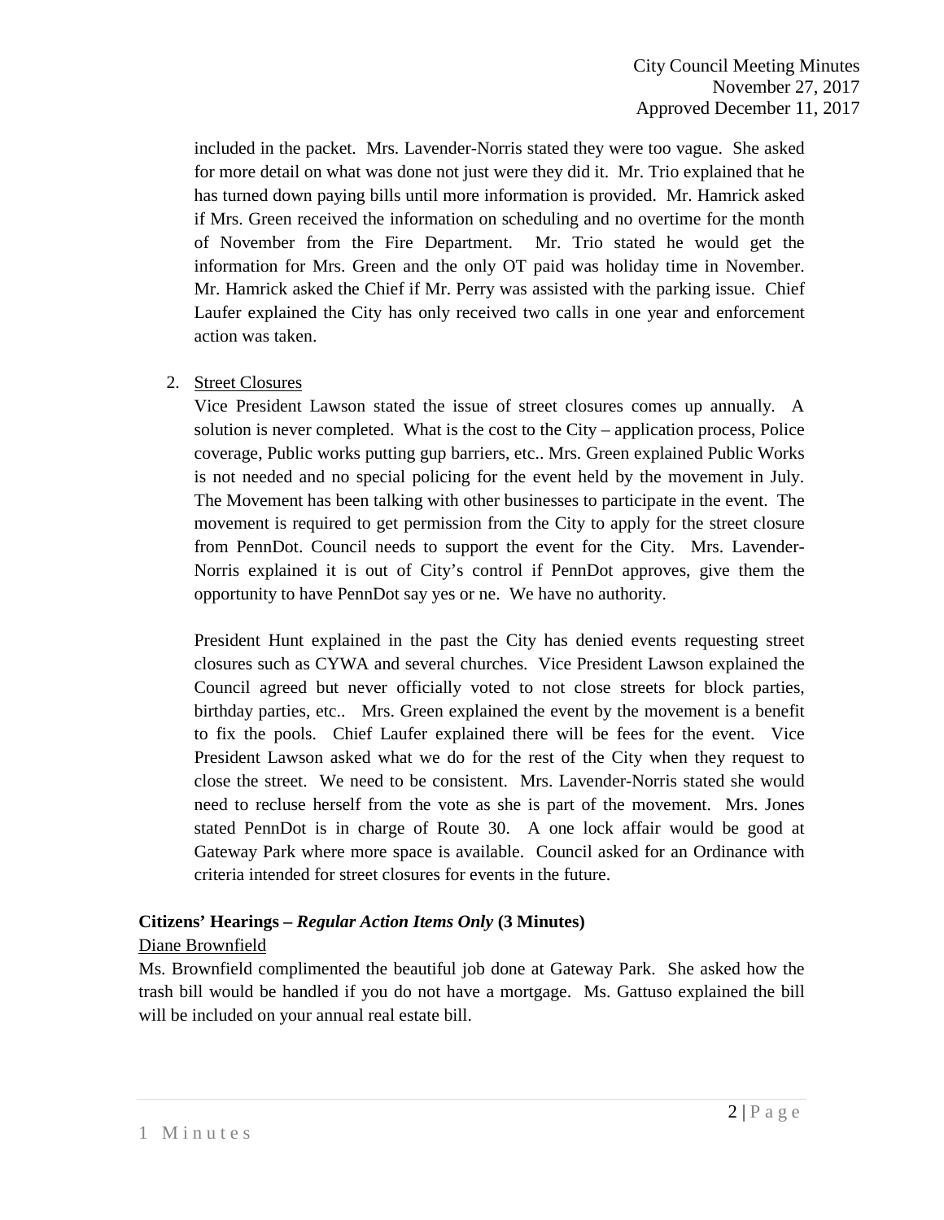included in the packet. Mrs. Lavender-Norris stated they were too vague. She asked for more detail on what was done not just were they did it. Mr. Trio explained that he has turned down paying bills until more information is provided. Mr. Hamrick asked if Mrs. Green received the information on scheduling and no overtime for the month of November from the Fire Department. Mr. Trio stated he would get the information for Mrs. Green and the only OT paid was holiday time in November. Mr. Hamrick asked the Chief if Mr. Perry was assisted with the parking issue. Chief Laufer explained the City has only received two calls in one year and enforcement action was taken.

2. Street Closures

   Vice President Lawson stated the issue of street closures comes up annually. A solution is never completed. What is the cost to the City – application process, Police coverage, Public works putting gup barriers, etc.. Mrs. Green explained Public Works is not needed and no special policing for the event held by the movement in July. The Movement has been talking with other businesses to participate in the event. The movement is required to get permission from the City to apply for the street closure from PennDot. Council needs to support the event for the City. Mrs. Lavender-Norris explained it is out of City's control if PennDot approves, give them the opportunity to have PennDot say yes or ne. We have no authority.

   President Hunt explained in the past the City has denied events requesting street closures such as CYWA and several churches. Vice President Lawson explained the Council agreed but never officially voted to not close streets for block parties, birthday parties, etc.. Mrs. Green explained the event by the movement is a benefit to fix the pools. Chief Laufer explained there will be fees for the event. Vice President Lawson asked what we do for the rest of the City when they request to close the street. We need to be consistent. Mrs. Lavender-Norris stated she would need to recluse herself from the vote as she is part of the movement. Mrs. Jones stated PennDot is in charge of Route 30. A one lock affair would be good at Gateway Park where more space is available. Council asked for an Ordinance with criteria intended for street closures for events in the future.

**Citizens' Hearings –** ***Regular Action Items Only*** **(3 Minutes)**

Diane Brownfield

Ms. Brownfield complimented the beautiful job done at Gateway Park. She asked how the trash bill would be handled if you do not have a mortgage. Ms. Gattuso explained the bill will be included on your annual real estate bill.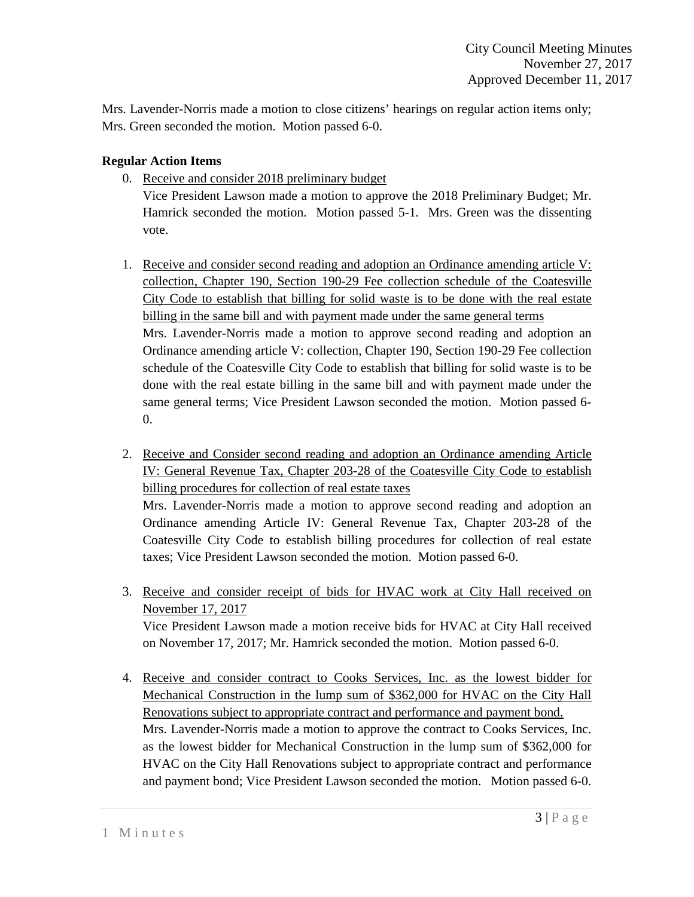Mrs. Lavender-Norris made a motion to close citizens' hearings on regular action items only; Mrs. Green seconded the motion. Motion passed 6-0.

**Regular Action Items**

0. Receive and consider 2018 preliminary budget
   Vice President Lawson made a motion to approve the 2018 Preliminary Budget; Mr. Hamrick seconded the motion. Motion passed 5-1. Mrs. Green was the dissenting vote.

1. Receive and consider second reading and adoption an Ordinance amending article V: collection, Chapter 190, Section 190-29 Fee collection schedule of the Coatesville City Code to establish that billing for solid waste is to be done with the real estate billing in the same bill and with payment made under the same general terms
   Mrs. Lavender-Norris made a motion to approve second reading and adoption an Ordinance amending article V: collection, Chapter 190, Section 190-29 Fee collection schedule of the Coatesville City Code to establish that billing for solid waste is to be done with the real estate billing in the same bill and with payment made under the same general terms; Vice President Lawson seconded the motion. Motion passed 6-0.

2. Receive and Consider second reading and adoption an Ordinance amending Article IV: General Revenue Tax, Chapter 203-28 of the Coatesville City Code to establish billing procedures for collection of real estate taxes
   Mrs. Lavender-Norris made a motion to approve second reading and adoption an Ordinance amending Article IV: General Revenue Tax, Chapter 203-28 of the Coatesville City Code to establish billing procedures for collection of real estate taxes; Vice President Lawson seconded the motion. Motion passed 6-0.

3. Receive and consider receipt of bids for HVAC work at City Hall received on November 17, 2017
   Vice President Lawson made a motion receive bids for HVAC at City Hall received on November 17, 2017; Mr. Hamrick seconded the motion. Motion passed 6-0.

4. Receive and consider contract to Cooks Services, Inc. as the lowest bidder for Mechanical Construction in the lump sum of $362,000 for HVAC on the City Hall Renovations subject to appropriate contract and performance and payment bond.
   Mrs. Lavender-Norris made a motion to approve the contract to Cooks Services, Inc. as the lowest bidder for Mechanical Construction in the lump sum of $362,000 for HVAC on the City Hall Renovations subject to appropriate contract and performance and payment bond; Vice President Lawson seconded the motion. Motion passed 6-0.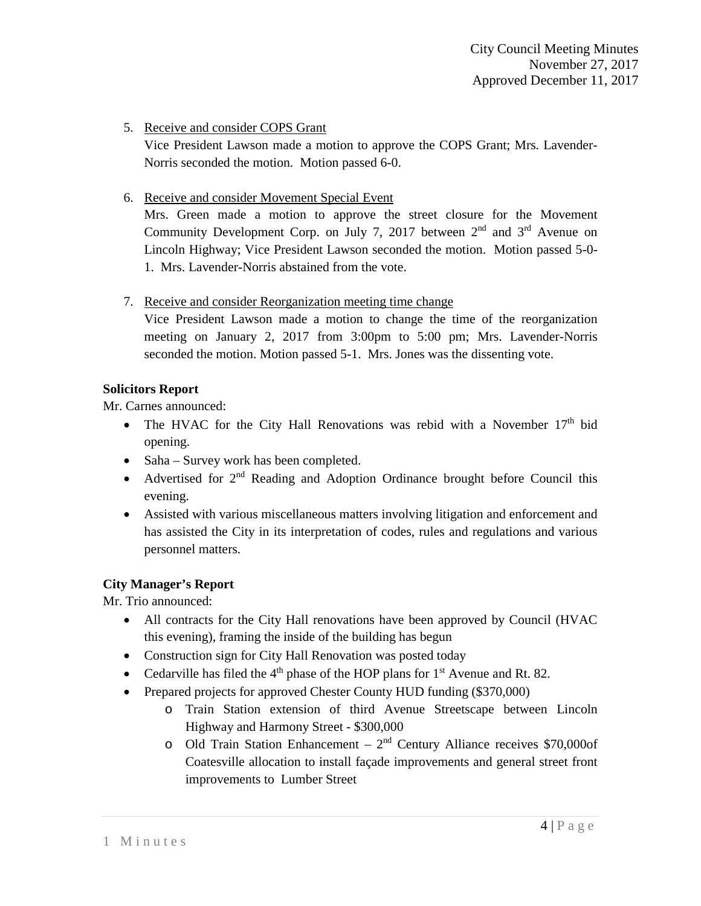5. Receive and consider COPS Grant

   Vice President Lawson made a motion to approve the COPS Grant; Mrs. Lavender-Norris seconded the motion. Motion passed 6-0.

6. Receive and consider Movement Special Event

   Mrs. Green made a motion to approve the street closure for the Movement Community Development Corp. on July 7, 2017 between 2nd and 3rd Avenue on Lincoln Highway; Vice President Lawson seconded the motion. Motion passed 5-0-1. Mrs. Lavender-Norris abstained from the vote.

7. Receive and consider Reorganization meeting time change

   Vice President Lawson made a motion to change the time of the reorganization meeting on January 2, 2017 from 3:00pm to 5:00 pm; Mrs. Lavender-Norris seconded the motion. Motion passed 5-1. Mrs. Jones was the dissenting vote.

**Solicitors Report**

Mr. Carnes announced:

- The HVAC for the City Hall Renovations was rebid with a November 17th bid opening.
- Saha – Survey work has been completed.
- Advertised for 2nd Reading and Adoption Ordinance brought before Council this evening.
- Assisted with various miscellaneous matters involving litigation and enforcement and has assisted the City in its interpretation of codes, rules and regulations and various personnel matters.

**City Manager's Report**

Mr. Trio announced:

- All contracts for the City Hall renovations have been approved by Council (HVAC this evening), framing the inside of the building has begun
- Construction sign for City Hall Renovation was posted today
- Cedarville has filed the 4th phase of the HOP plans for 1st Avenue and Rt. 82.
- Prepared projects for approved Chester County HUD funding ($370,000)
  - Train Station extension of third Avenue Streetscape between Lincoln Highway and Harmony Street - $300,000
  - Old Train Station Enhancement – 2nd Century Alliance receives $70,000of Coatesville allocation to install façade improvements and general street front improvements to Lumber Street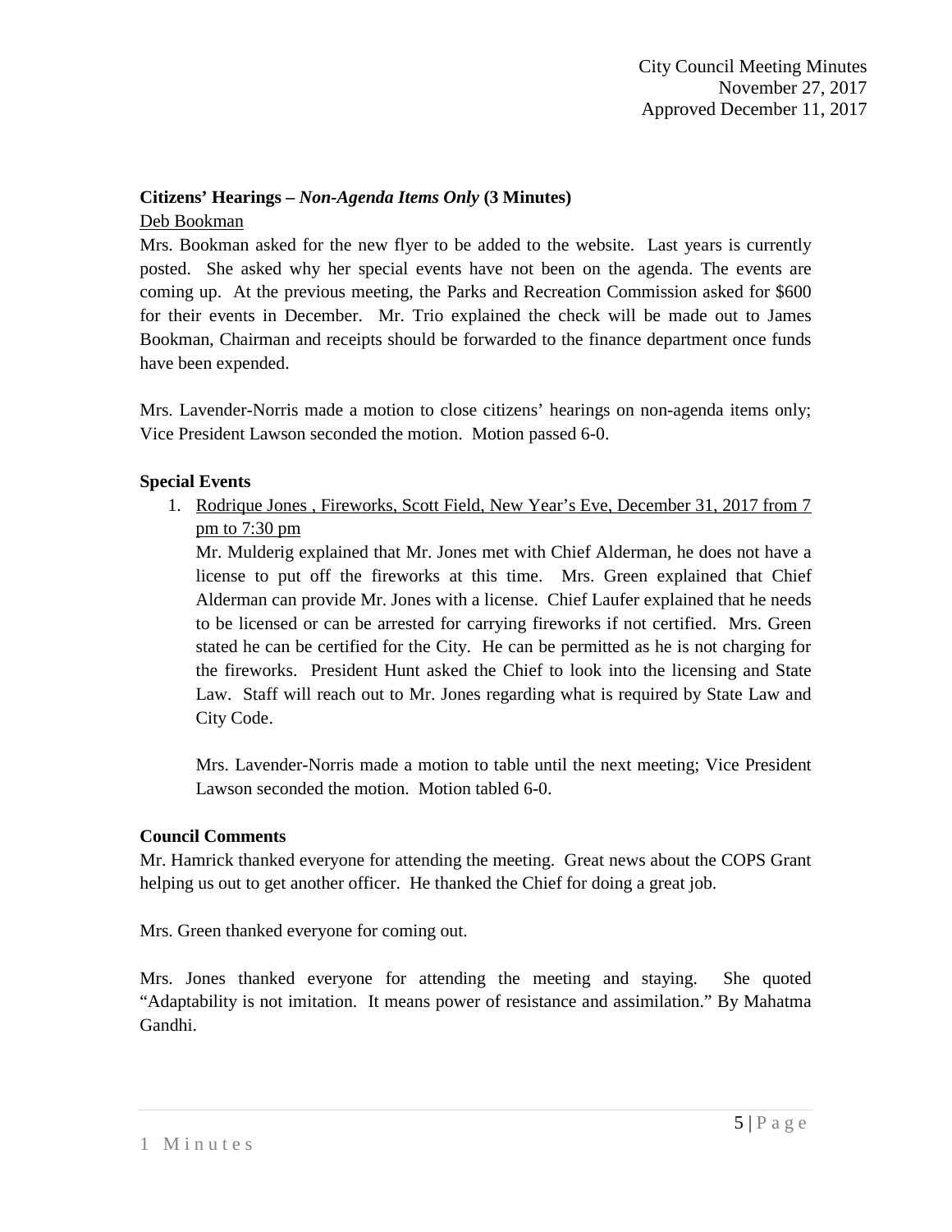**Citizens' Hearings – *Non-Agenda Items Only* (3 Minutes)**

Deb Bookman

Mrs. Bookman asked for the new flyer to be added to the website. Last years is currently posted. She asked why her special events have not been on the agenda. The events are coming up. At the previous meeting, the Parks and Recreation Commission asked for $600 for their events in December. Mr. Trio explained the check will be made out to James Bookman, Chairman and receipts should be forwarded to the finance department once funds have been expended.

Mrs. Lavender-Norris made a motion to close citizens' hearings on non-agenda items only; Vice President Lawson seconded the motion. Motion passed 6-0.

**Special Events**

1. Rodrique Jones , Fireworks, Scott Field, New Year's Eve, December 31, 2017 from 7 pm to 7:30 pm

   Mr. Mulderig explained that Mr. Jones met with Chief Alderman, he does not have a license to put off the fireworks at this time. Mrs. Green explained that Chief Alderman can provide Mr. Jones with a license. Chief Laufer explained that he needs to be licensed or can be arrested for carrying fireworks if not certified. Mrs. Green stated he can be certified for the City. He can be permitted as he is not charging for the fireworks. President Hunt asked the Chief to look into the licensing and State Law. Staff will reach out to Mr. Jones regarding what is required by State Law and City Code.

   Mrs. Lavender-Norris made a motion to table until the next meeting; Vice President Lawson seconded the motion. Motion tabled 6-0.

**Council Comments**

Mr. Hamrick thanked everyone for attending the meeting. Great news about the COPS Grant helping us out to get another officer. He thanked the Chief for doing a great job.

Mrs. Green thanked everyone for coming out.

Mrs. Jones thanked everyone for attending the meeting and staying. She quoted "Adaptability is not imitation. It means power of resistance and assimilation." By Mahatma Gandhi.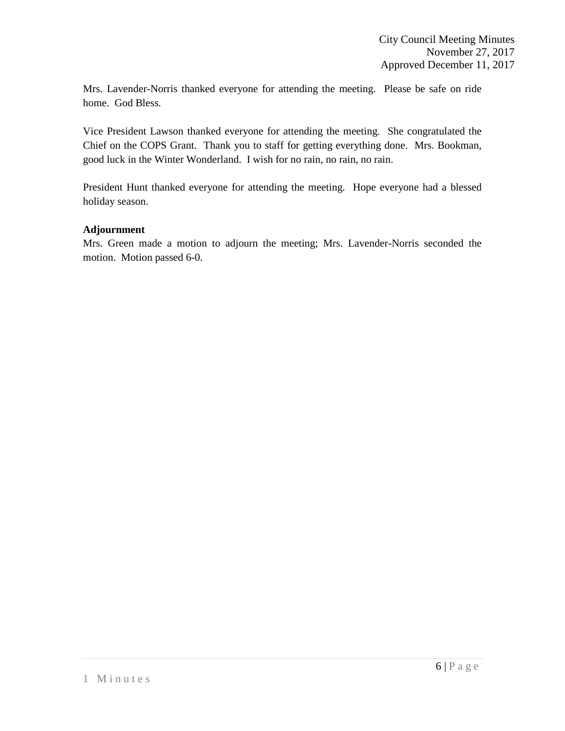Mrs. Lavender-Norris thanked everyone for attending the meeting. Please be safe on ride home. God Bless.

Vice President Lawson thanked everyone for attending the meeting. She congratulated the Chief on the COPS Grant. Thank you to staff for getting everything done. Mrs. Bookman, good luck in the Winter Wonderland. I wish for no rain, no rain, no rain.

President Hunt thanked everyone for attending the meeting. Hope everyone had a blessed holiday season.

**Adjournment**

Mrs. Green made a motion to adjourn the meeting; Mrs. Lavender-Norris seconded the motion. Motion passed 6-0.